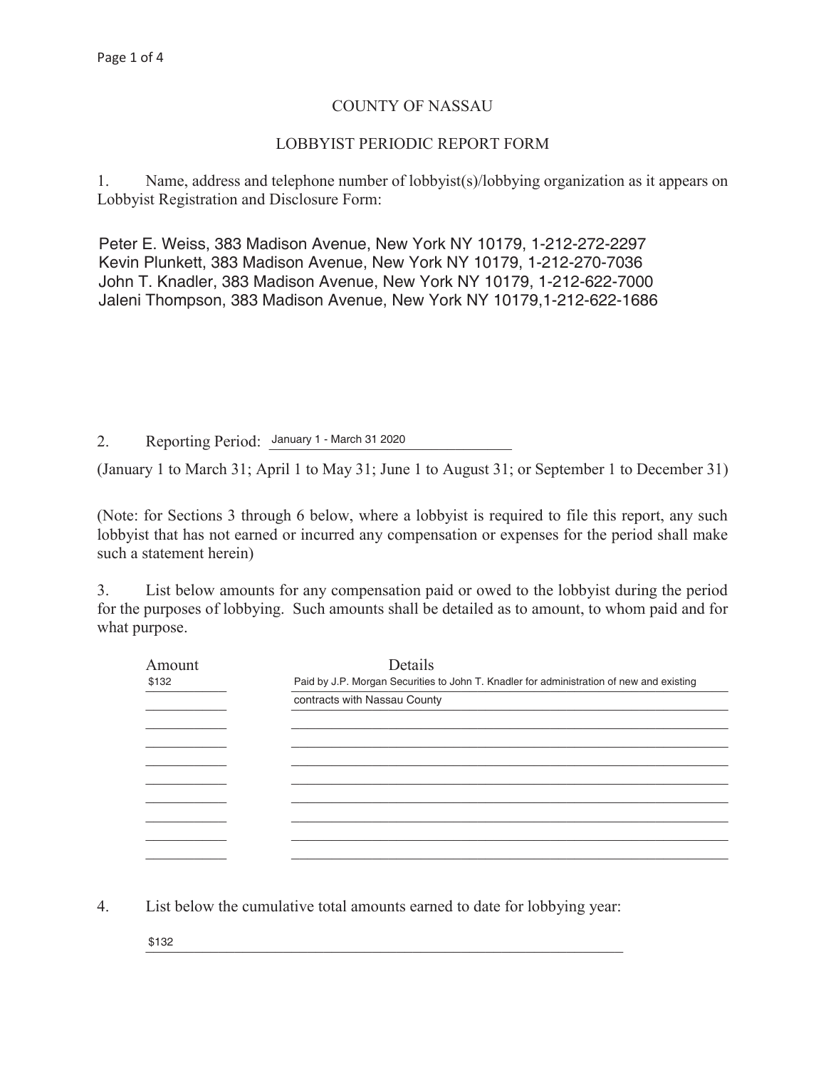# COUNTY OF NASSAU

## LOBBYIST PERIODIC REPORT FORM

1. Name, address and telephone number of lobbyist(s)/lobbying organization as it appears on Lobbyist Registration and Disclosure Form:

Peter E. Weiss, 383 Madison Avenue, New York NY 10179, 1-212-272-2297
Kevin Plunkett, 383 Madison Avenue, New York NY 10179, 1-212-270-7036
John T. Knadler, 383 Madison Avenue, New York NY 10179, 1-212-622-7000
Jaleni Thompson, 383 Madison Avenue, New York NY 10179,1-212-622-1686

2. Reporting Period: January 1 - March 31 2020

(January 1 to March 31; April 1 to May 31; June 1 to August 31; or September 1 to December 31)

(Note: for Sections 3 through 6 below, where a lobbyist is required to file this report, any such lobbyist that has not earned or incurred any compensation or expenses for the period shall make such a statement herein)

3. List below amounts for any compensation paid or owed to the lobbyist during the period for the purposes of lobbying. Such amounts shall be detailed as to amount, to whom paid and for what purpose.

| Amount | Details |
|---|---|
| $132 | Paid by J.P. Morgan Securities to John T. Knadler for administration of new and existing contracts with Nassau County |

4. List below the cumulative total amounts earned to date for lobbying year:

$132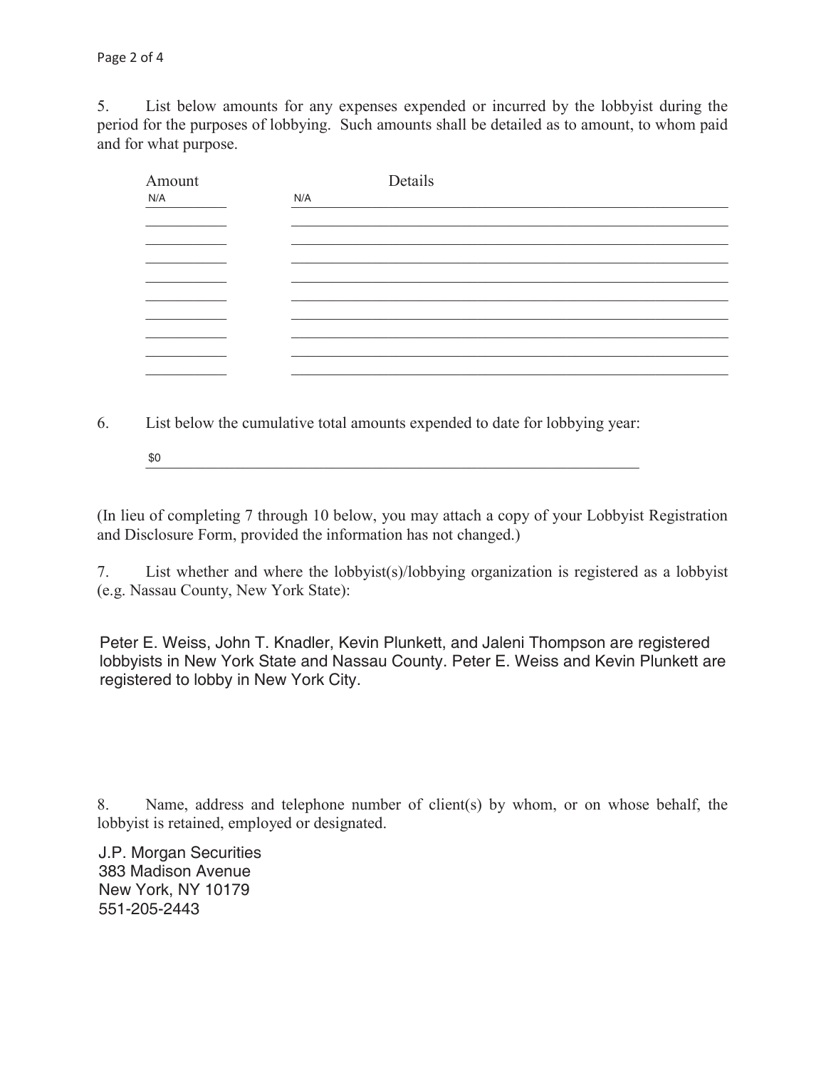5. List below amounts for any expenses expended or incurred by the lobbyist during the period for the purposes of lobbying. Such amounts shall be detailed as to amount, to whom paid and for what purpose.

| Amount | Details |
| --- | --- |
| N/A | N/A |

6. List below the cumulative total amounts expended to date for lobbying year:

$0

(In lieu of completing 7 through 10 below, you may attach a copy of your Lobbyist Registration and Disclosure Form, provided the information has not changed.)

7. List whether and where the lobbyist(s)/lobbying organization is registered as a lobbyist (e.g. Nassau County, New York State):

Peter E. Weiss, John T. Knadler, Kevin Plunkett, and Jaleni Thompson are registered lobbyists in New York State and Nassau County. Peter E. Weiss and Kevin Plunkett are registered to lobby in New York City.

8. Name, address and telephone number of client(s) by whom, or on whose behalf, the lobbyist is retained, employed or designated.

J.P. Morgan Securities
383 Madison Avenue
New York, NY 10179
551-205-2443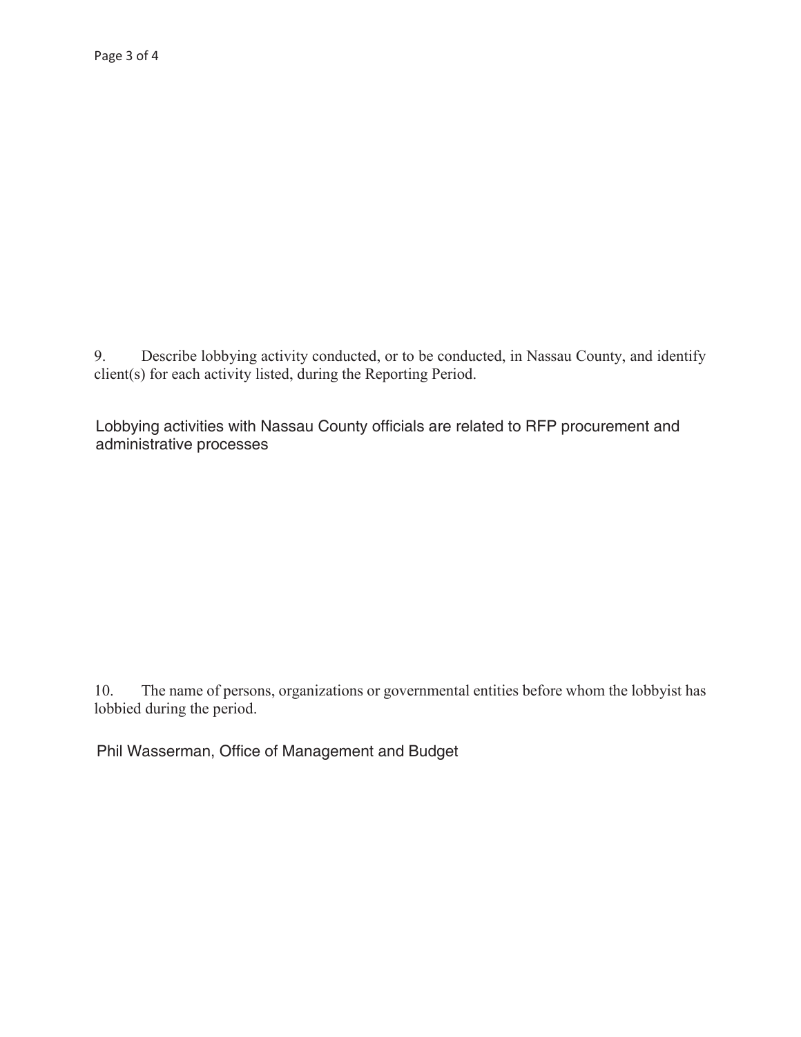9. Describe lobbying activity conducted, or to be conducted, in Nassau County, and identify client(s) for each activity listed, during the Reporting Period.

Lobbying activities with Nassau County officials are related to RFP procurement and administrative processes

10. The name of persons, organizations or governmental entities before whom the lobbyist has lobbied during the period.

Phil Wasserman, Office of Management and Budget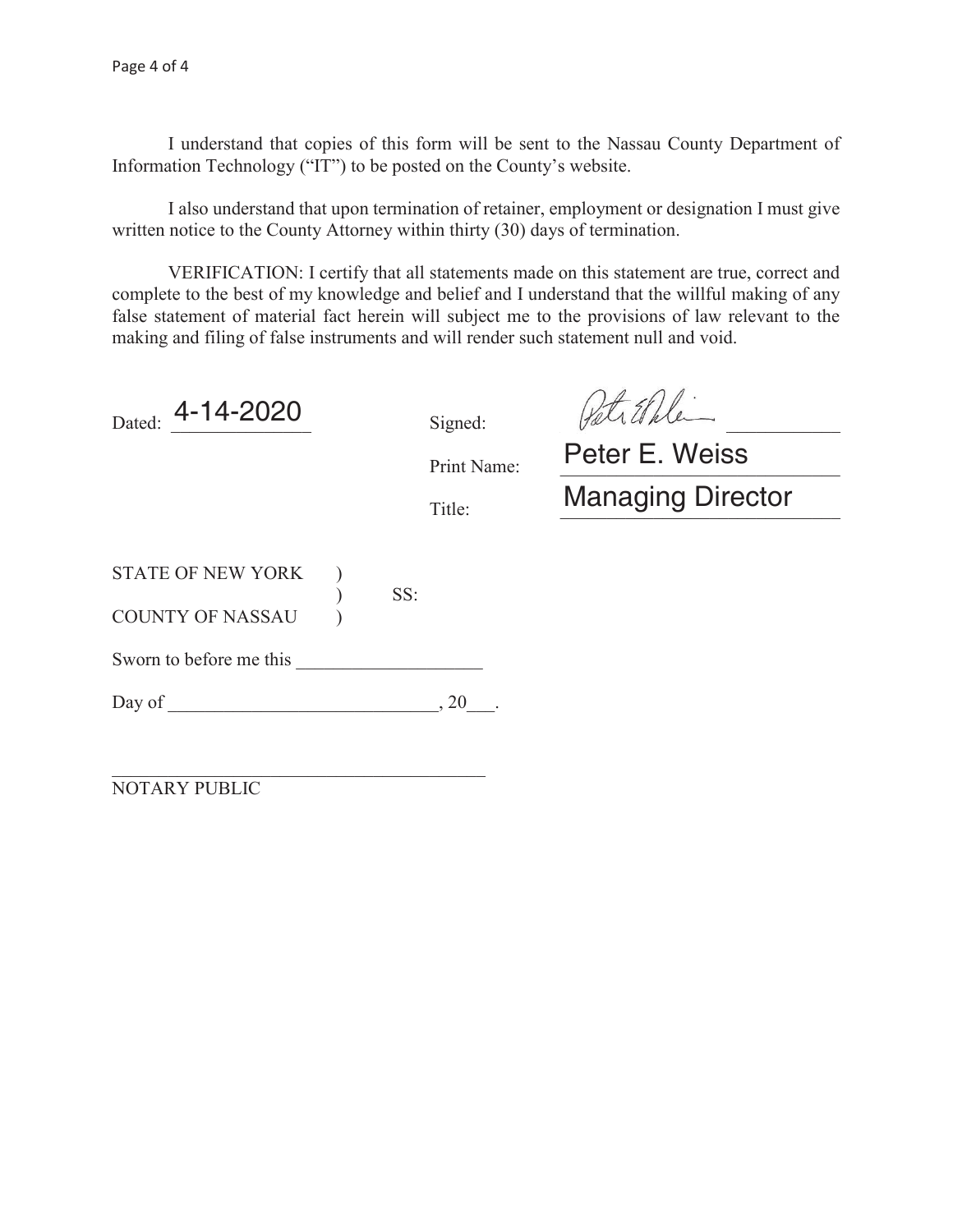I understand that copies of this form will be sent to the Nassau County Department of Information Technology ("IT") to be posted on the County's website.

I also understand that upon termination of retainer, employment or designation I must give written notice to the County Attorney within thirty (30) days of termination.

VERIFICATION: I certify that all statements made on this statement are true, correct and complete to the best of my knowledge and belief and I understand that the willful making of any false statement of material fact herein will subject me to the provisions of law relevant to the making and filing of false instruments and will render such statement null and void.

Dated: 4-14-2020

Signed: ______________

Print Name: Peter E. Weiss

Title: Managing Director

STATE OF NEW YORK )
) SS:
COUNTY OF NASSAU )

Sworn to before me this ___________________

Day of ____________________________, 20___.

_______________________________________
NOTARY PUBLIC